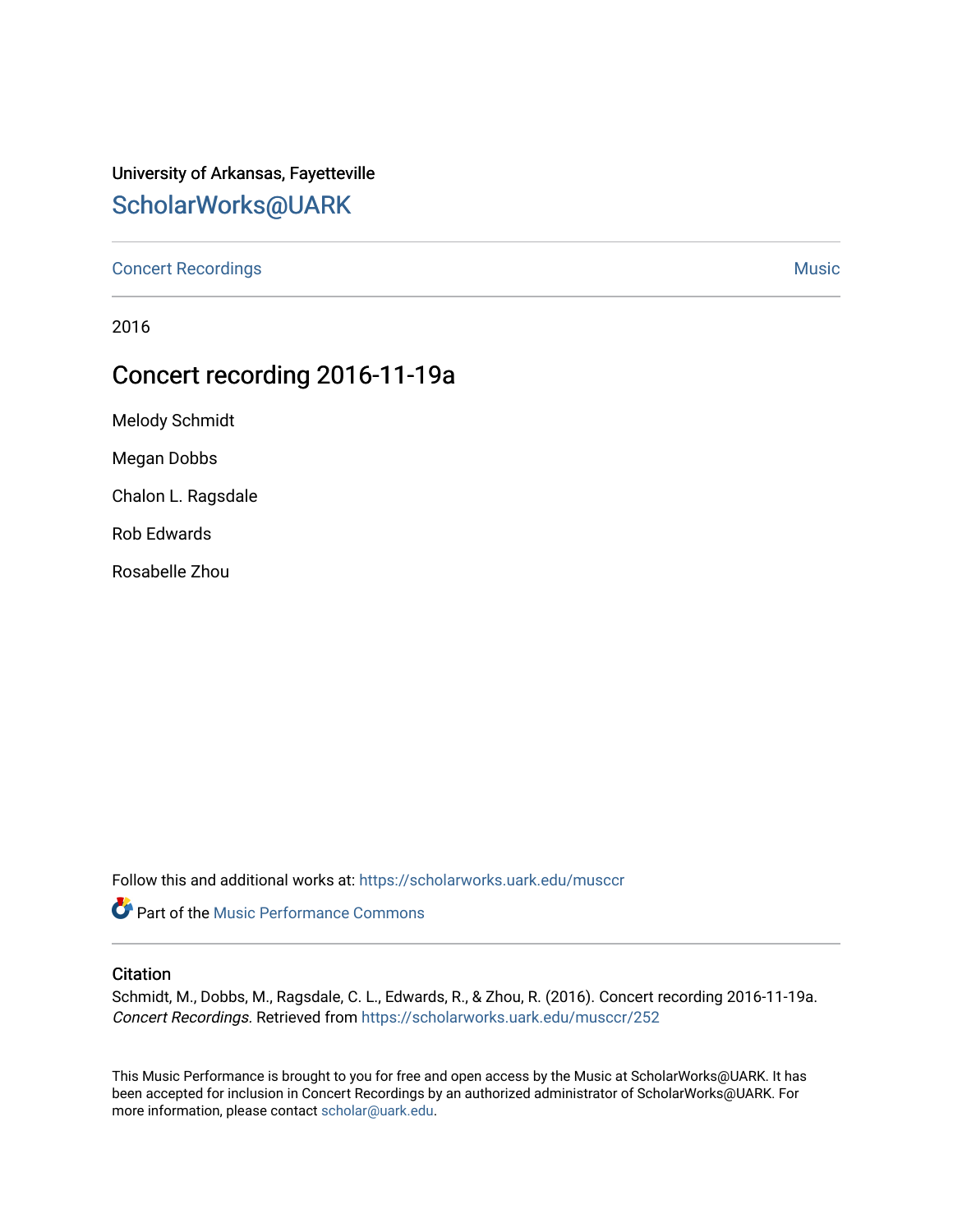University of Arkansas, Fayetteville

# ScholarWorks@UARK

Concert Recordings | Music

2016

## Concert recording 2016-11-19a

Melody Schmidt

Megan Dobbs

Chalon L. Ragsdale

Rob Edwards

Rosabelle Zhou

Follow this and additional works at: https://scholarworks.uark.edu/musccr

Part of the Music Performance Commons

### Citation

Schmidt, M., Dobbs, M., Ragsdale, C. L., Edwards, R., & Zhou, R. (2016). Concert recording 2016-11-19a. *Concert Recordings*. Retrieved from https://scholarworks.uark.edu/musccr/252

This Music Performance is brought to you for free and open access by the Music at ScholarWorks@UARK. It has been accepted for inclusion in Concert Recordings by an authorized administrator of ScholarWorks@UARK. For more information, please contact scholar@uark.edu.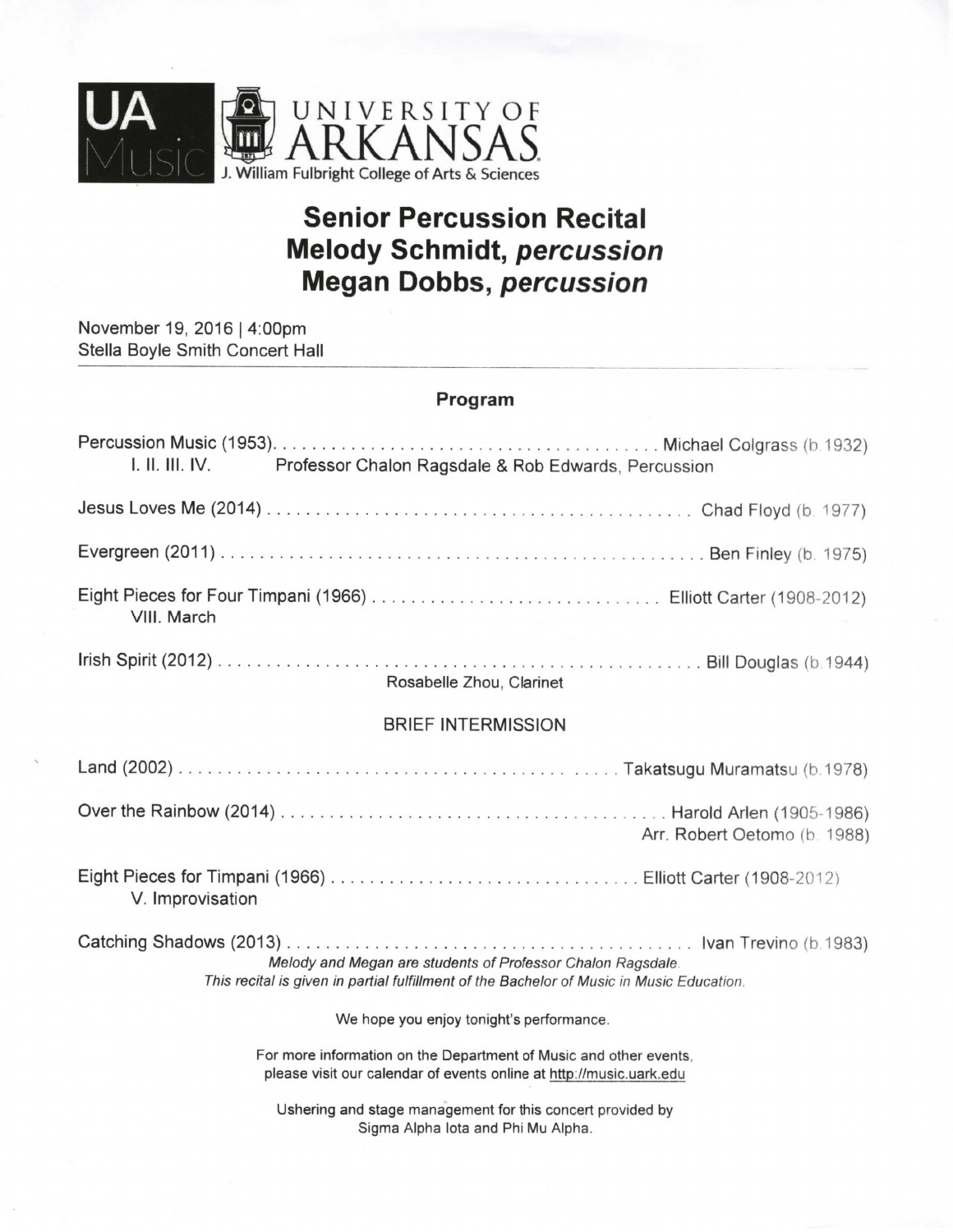UA Music | UNIVERSITY OF ARKANSAS
J. William Fulbright College of Arts & Sciences

# Senior Percussion Recital
# Melody Schmidt, *percussion*
# Megan Dobbs, *percussion*

November 19, 2016 | 4:00pm
Stella Boyle Smith Concert Hall

## Program

Percussion Music (1953) . . . . . . . . . . Michael Colgrass (b.1932)
I. II. III. IV. Professor Chalon Ragsdale & Rob Edwards, Percussion

Jesus Loves Me (2014) . . . . . . . . . . Chad Floyd (b. 1977)

Evergreen (2011) . . . . . . . . . . Ben Finley (b. 1975)

Eight Pieces for Four Timpani (1966) . . . . . . . . . . Elliott Carter (1908-2012)
VIII. March

Irish Spirit (2012) . . . . . . . . . . Bill Douglas (b.1944)
Rosabelle Zhou, Clarinet

BRIEF INTERMISSION

Land (2002) . . . . . . . . . . Takatsugu Muramatsu (b.1978)

Over the Rainbow (2014) . . . . . . . . . . Harold Arlen (1905-1986)
Arr. Robert Oetomo (b. 1988)

Eight Pieces for Timpani (1966) . . . . . . . . . . Elliott Carter (1908-2012)
V. Improvisation

Catching Shadows (2013) . . . . . . . . . . Ivan Trevino (b.1983)

*Melody and Megan are students of Professor Chalon Ragsdale.*
*This recital is given in partial fulfillment of the Bachelor of Music in Music Education.*

We hope you enjoy tonight's performance.

For more information on the Department of Music and other events, please visit our calendar of events online at http://music.uark.edu

Ushering and stage management for this concert provided by Sigma Alpha Iota and Phi Mu Alpha.